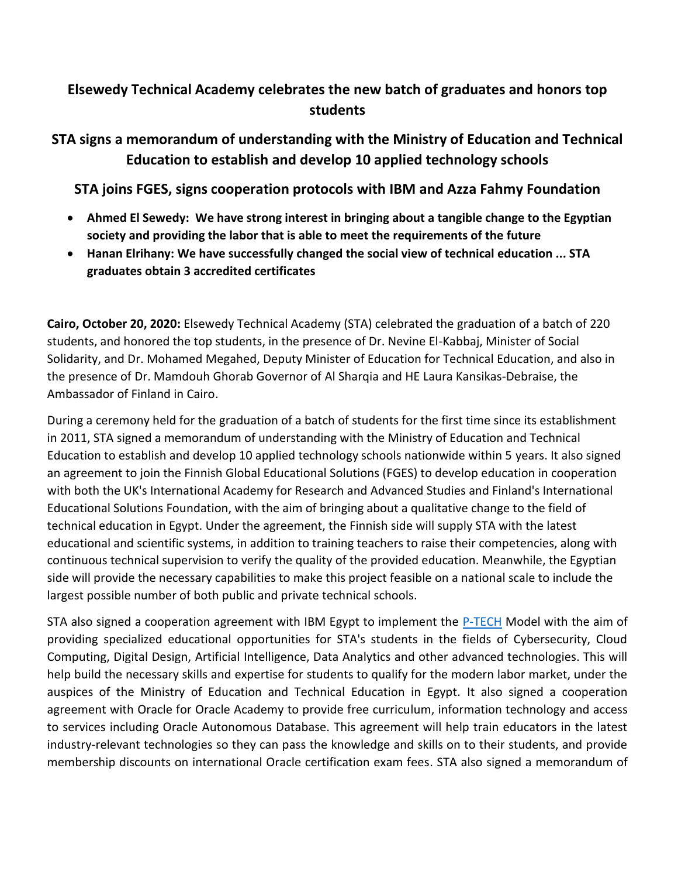# Elsewedy Technical Academy celebrates the new batch of graduates and honors top students

## STA signs a memorandum of understanding with the Ministry of Education and Technical Education to establish and develop 10 applied technology schools

## STA joins FGES, signs cooperation protocols with IBM and Azza Fahmy Foundation

- **Ahmed El Sewedy: We have strong interest in bringing about a tangible change to the Egyptian society and providing the labor that is able to meet the requirements of the future**
- **Hanan Elrihany: We have successfully changed the social view of technical education ... STA graduates obtain 3 accredited certificates**

**Cairo, October 20, 2020:** Elsewedy Technical Academy (STA) celebrated the graduation of a batch of 220 students, and honored the top students, in the presence of Dr. Nevine El-Kabbaj, Minister of Social Solidarity, and Dr. Mohamed Megahed, Deputy Minister of Education for Technical Education, and also in the presence of Dr. Mamdouh Ghorab Governor of Al Sharqia and HE Laura Kansikas-Debraise, the Ambassador of Finland in Cairo.

During a ceremony held for the graduation of a batch of students for the first time since its establishment in 2011, STA signed a memorandum of understanding with the Ministry of Education and Technical Education to establish and develop 10 applied technology schools nationwide within 5 years. It also signed an agreement to join the Finnish Global Educational Solutions (FGES) to develop education in cooperation with both the UK's International Academy for Research and Advanced Studies and Finland's International Educational Solutions Foundation, with the aim of bringing about a qualitative change to the field of technical education in Egypt. Under the agreement, the Finnish side will supply STA with the latest educational and scientific systems, in addition to training teachers to raise their competencies, along with continuous technical supervision to verify the quality of the provided education. Meanwhile, the Egyptian side will provide the necessary capabilities to make this project feasible on a national scale to include the largest possible number of both public and private technical schools.

STA also signed a cooperation agreement with IBM Egypt to implement the P-TECH Model with the aim of providing specialized educational opportunities for STA's students in the fields of Cybersecurity, Cloud Computing, Digital Design, Artificial Intelligence, Data Analytics and other advanced technologies. This will help build the necessary skills and expertise for students to qualify for the modern labor market, under the auspices of the Ministry of Education and Technical Education in Egypt. It also signed a cooperation agreement with Oracle for Oracle Academy to provide free curriculum, information technology and access to services including Oracle Autonomous Database. This agreement will help train educators in the latest industry-relevant technologies so they can pass the knowledge and skills on to their students, and provide membership discounts on international Oracle certification exam fees. STA also signed a memorandum of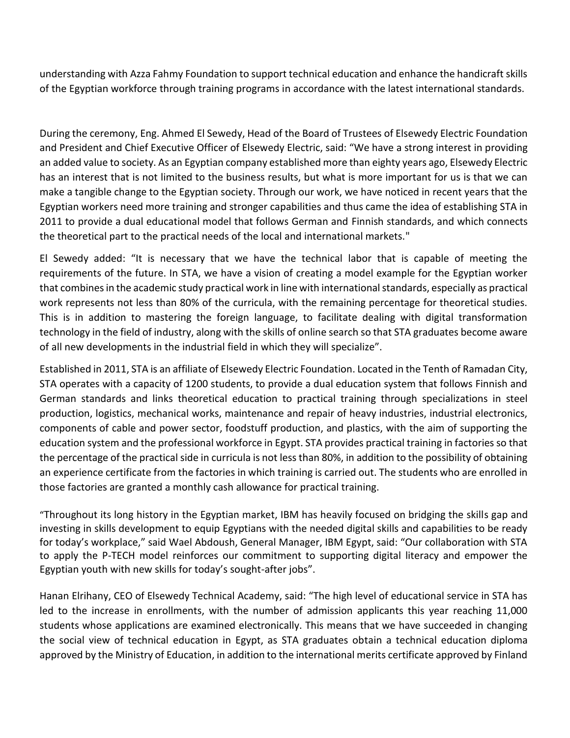understanding with Azza Fahmy Foundation to support technical education and enhance the handicraft skills of the Egyptian workforce through training programs in accordance with the latest international standards.

During the ceremony, Eng. Ahmed El Sewedy, Head of the Board of Trustees of Elsewedy Electric Foundation and President and Chief Executive Officer of Elsewedy Electric, said: “We have a strong interest in providing an added value to society. As an Egyptian company established more than eighty years ago, Elsewedy Electric has an interest that is not limited to the business results, but what is more important for us is that we can make a tangible change to the Egyptian society. Through our work, we have noticed in recent years that the Egyptian workers need more training and stronger capabilities and thus came the idea of establishing STA in 2011 to provide a dual educational model that follows German and Finnish standards, and which connects the theoretical part to the practical needs of the local and international markets."

El Sewedy added: “It is necessary that we have the technical labor that is capable of meeting the requirements of the future. In STA, we have a vision of creating a model example for the Egyptian worker that combines in the academic study practical work in line with international standards, especially as practical work represents not less than 80% of the curricula, with the remaining percentage for theoretical studies. This is in addition to mastering the foreign language, to facilitate dealing with digital transformation technology in the field of industry, along with the skills of online search so that STA graduates become aware of all new developments in the industrial field in which they will specialize”.

Established in 2011, STA is an affiliate of Elsewedy Electric Foundation. Located in the Tenth of Ramadan City, STA operates with a capacity of 1200 students, to provide a dual education system that follows Finnish and German standards and links theoretical education to practical training through specializations in steel production, logistics, mechanical works, maintenance and repair of heavy industries, industrial electronics, components of cable and power sector, foodstuff production, and plastics, with the aim of supporting the education system and the professional workforce in Egypt. STA provides practical training in factories so that the percentage of the practical side in curricula is not less than 80%, in addition to the possibility of obtaining an experience certificate from the factories in which training is carried out. The students who are enrolled in those factories are granted a monthly cash allowance for practical training.

“Throughout its long history in the Egyptian market, IBM has heavily focused on bridging the skills gap and investing in skills development to equip Egyptians with the needed digital skills and capabilities to be ready for today’s workplace,” said Wael Abdoush, General Manager, IBM Egypt, said: “Our collaboration with STA to apply the P-TECH model reinforces our commitment to supporting digital literacy and empower the Egyptian youth with new skills for today’s sought-after jobs”.

Hanan Elrihany, CEO of Elsewedy Technical Academy, said: “The high level of educational service in STA has led to the increase in enrollments, with the number of admission applicants this year reaching 11,000 students whose applications are examined electronically. This means that we have succeeded in changing the social view of technical education in Egypt, as STA graduates obtain a technical education diploma approved by the Ministry of Education, in addition to the international merits certificate approved by Finland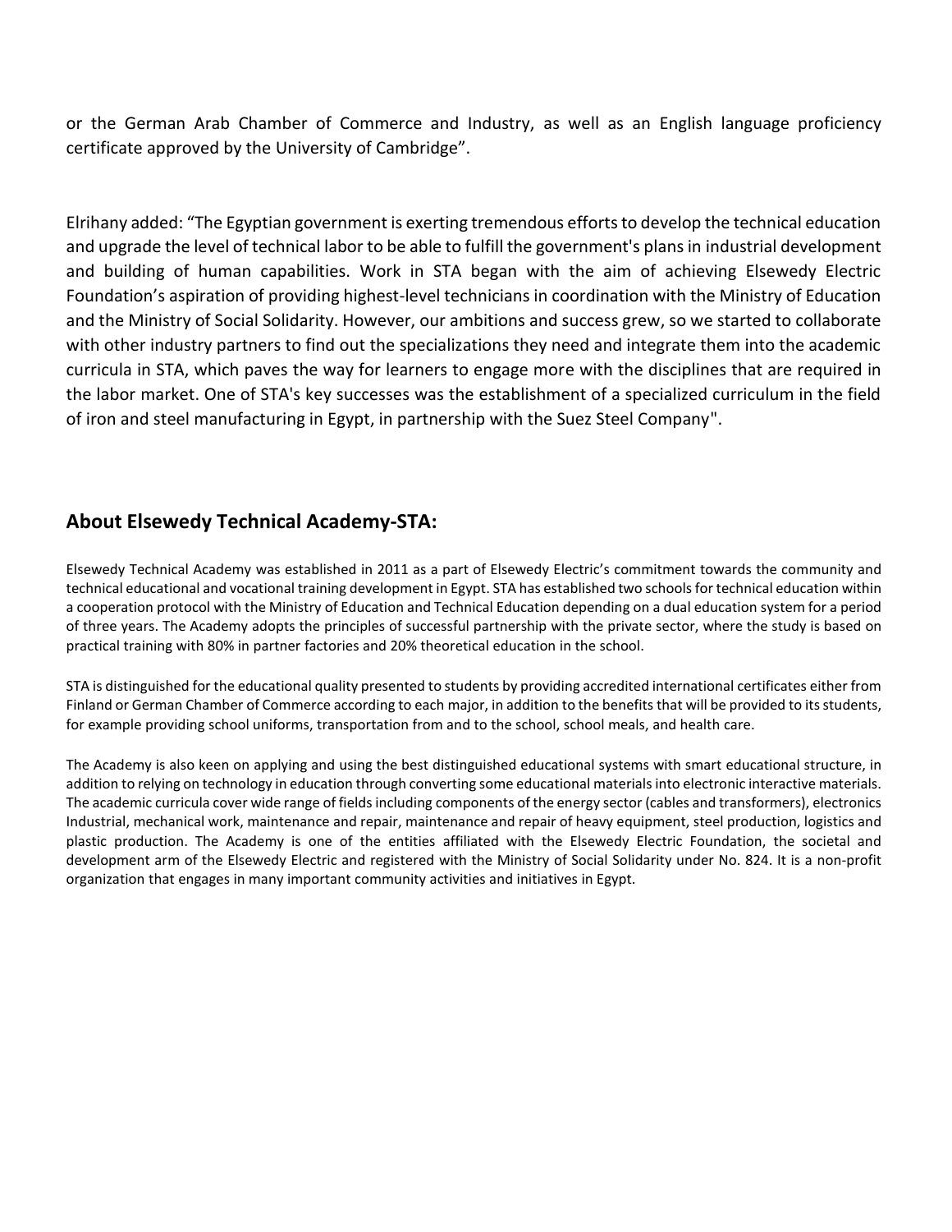or the German Arab Chamber of Commerce and Industry, as well as an English language proficiency certificate approved by the University of Cambridge".

Elrihany added: "The Egyptian government is exerting tremendous efforts to develop the technical education and upgrade the level of technical labor to be able to fulfill the government's plans in industrial development and building of human capabilities. Work in STA began with the aim of achieving Elsewedy Electric Foundation's aspiration of providing highest-level technicians in coordination with the Ministry of Education and the Ministry of Social Solidarity. However, our ambitions and success grew, so we started to collaborate with other industry partners to find out the specializations they need and integrate them into the academic curricula in STA, which paves the way for learners to engage more with the disciplines that are required in the labor market. One of STA's key successes was the establishment of a specialized curriculum in the field of iron and steel manufacturing in Egypt, in partnership with the Suez Steel Company".

## About Elsewedy Technical Academy-STA:

Elsewedy Technical Academy was established in 2011 as a part of Elsewedy Electric's commitment towards the community and technical educational and vocational training development in Egypt. STA has established two schools for technical education within a cooperation protocol with the Ministry of Education and Technical Education depending on a dual education system for a period of three years. The Academy adopts the principles of successful partnership with the private sector, where the study is based on practical training with 80% in partner factories and 20% theoretical education in the school.

STA is distinguished for the educational quality presented to students by providing accredited international certificates either from Finland or German Chamber of Commerce according to each major, in addition to the benefits that will be provided to its students, for example providing school uniforms, transportation from and to the school, school meals, and health care.

The Academy is also keen on applying and using the best distinguished educational systems with smart educational structure, in addition to relying on technology in education through converting some educational materials into electronic interactive materials. The academic curricula cover wide range of fields including components of the energy sector (cables and transformers), electronics Industrial, mechanical work, maintenance and repair, maintenance and repair of heavy equipment, steel production, logistics and plastic production. The Academy is one of the entities affiliated with the Elsewedy Electric Foundation, the societal and development arm of the Elsewedy Electric and registered with the Ministry of Social Solidarity under No. 824. It is a non-profit organization that engages in many important community activities and initiatives in Egypt.